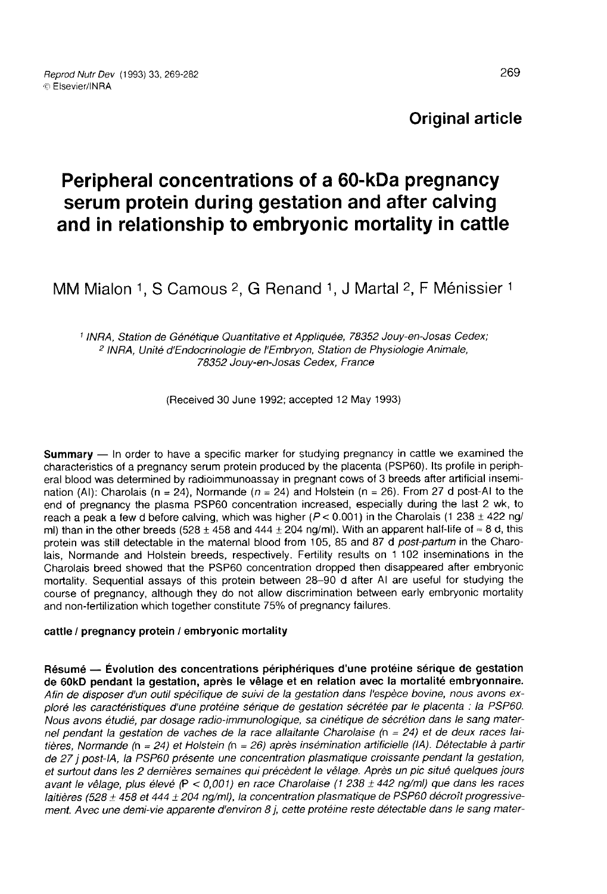**Original article**

# Peripheral concentrations of a 60-kDa pregnancy serum protein during gestation and after calving and in relationship to embryonic mortality in cattle

MM Mialon [1], S Camous [2], G Renand [1], J Martal [2], F Ménissier [1]

[1] *INRA, Station de Génétique Quantitative et Appliquée, 78352 Jouy-en-Josas Cedex;*
[2] *INRA, Unité d'Endocrinologie de l'Embryon, Station de Physiologie Animale, 78352 Jouy-en-Josas Cedex, France*

(Received 30 June 1992; accepted 12 May 1993)

**Summary** — In order to have a specific marker for studying pregnancy in cattle we examined the characteristics of a pregnancy serum protein produced by the placenta (PSP60). Its profile in peripheral blood was determined by radioimmunoassay in pregnant cows of 3 breeds after artificial insemination (AI): Charolais (n = 24), Normande (*n* = 24) and Holstein (n = 26). From 27 d post-AI to the end of pregnancy the plasma PSP60 concentration increased, especially during the last 2 wk, to reach a peak a few d before calving, which was higher ($P < 0.001$) in the Charolais (1 238 ± 422 ng/ml) than in the other breeds (528 ± 458 and 444 ± 204 ng/ml). With an apparent half-life of ≈ 8 d, this protein was still detectable in the maternal blood from 105, 85 and 87 d *post-partum* in the Charolais, Normande and Holstein breeds, respectively. Fertility results on 1 102 inseminations in the Charolais breed showed that the PSP60 concentration dropped then disappeared after embryonic mortality. Sequential assays of this protein between 28–90 d after AI are useful for studying the course of pregnancy, although they do not allow discrimination between early embryonic mortality and non-fertilization which together constitute 75% of pregnancy failures.

**cattle / pregnancy protein / embryonic mortality**

**Résumé — Évolution des concentrations périphériques d'une protéine sérique de gestation de 60kD pendant la gestation, après le vêlage et en relation avec la mortalité embryonnaire.** *Afin de disposer d'un outil spécifique de suivi de la gestation dans l'espèce bovine, nous avons exploré les caractéristiques d'une protéine sérique de gestation sécrétée par le placenta : la PSP60. Nous avons étudié, par dosage radio-immunologique, sa cinétique de sécrétion dans le sang maternel pendant la gestation de vaches de la race allaitante Charolaise (n = 24) et de deux races laitières, Normande (n = 24) et Holstein (n = 26) après insémination artificielle (IA). Détectable à partir de 27 j post-IA, la PSP60 présente une concentration plasmatique croissante pendant la gestation, et surtout dans les 2 dernières semaines qui précèdent le vêlage. Après un pic situé quelques jours avant le vêlage, plus élevé (P < 0,001) en race Charolaise (1 238 ± 442 ng/ml) que dans les races laitières (528 ± 458 et 444 ± 204 ng/ml), la concentration plasmatique de PSP60 décroît progressivement. Avec une demi-vie apparente d'environ 8 j, cette protéine reste détectable dans le sang mater-*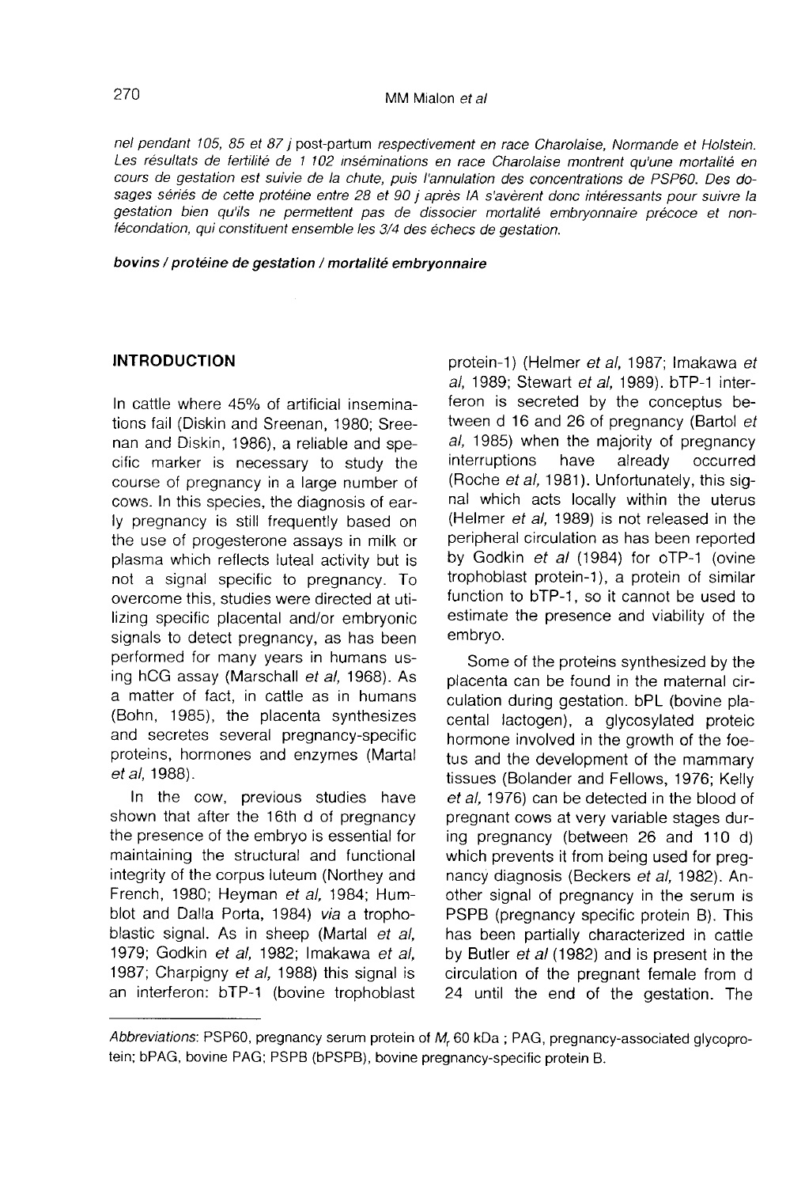*nel pendant 105, 85 et 87 j post-partum respectivement en race Charolaise, Normande et Holstein. Les résultats de fertilité de 1 102 inséminations en race Charolaise montrent qu'une mortalité en cours de gestation est suivie de la chute, puis l'annulation des concentrations de PSP60. Des dosages sériés de cette protéine entre 28 et 90 j après IA s'avèrent donc intéressants pour suivre la gestation bien qu'ils ne permettent pas de dissocier mortalité embryonnaire précoce et non-fécondation, qui constituent ensemble les 3/4 des échecs de gestation.*

***bovins / protéine de gestation / mortalité embryonnaire***

## INTRODUCTION

In cattle where 45% of artificial inseminations fail (Diskin and Sreenan, 1980; Sreenan and Diskin, 1986), a reliable and specific marker is necessary to study the course of pregnancy in a large number of cows. In this species, the diagnosis of early pregnancy is still frequently based on the use of progesterone assays in milk or plasma which reflects luteal activity but is not a signal specific to pregnancy. To overcome this, studies were directed at utilizing specific placental and/or embryonic signals to detect pregnancy, as has been performed for many years in humans using hCG assay (Marschall *et al*, 1968). As a matter of fact, in cattle as in humans (Bohn, 1985), the placenta synthesizes and secretes several pregnancy-specific proteins, hormones and enzymes (Martal *et al*, 1988).

In the cow, previous studies have shown that after the 16th d of pregnancy the presence of the embryo is essential for maintaining the structural and functional integrity of the corpus luteum (Northey and French, 1980; Heyman *et al*, 1984; Humblot and Dalla Porta, 1984) *via* a trophoblastic signal. As in sheep (Martal *et al*, 1979; Godkin *et al*, 1982; Imakawa *et al*, 1987; Charpigny *et al*, 1988) this signal is an interferon: bTP-1 (bovine trophoblast protein-1) (Helmer *et al*, 1987; Imakawa *et al*, 1989; Stewart *et al*, 1989). bTP-1 interferon is secreted by the conceptus between d 16 and 26 of pregnancy (Bartol *et al*, 1985) when the majority of pregnancy interruptions have already occurred (Roche *et al*, 1981). Unfortunately, this signal which acts locally within the uterus (Helmer *et al*, 1989) is not released in the peripheral circulation as has been reported by Godkin *et al* (1984) for oTP-1 (ovine trophoblast protein-1), a protein of similar function to bTP-1, so it cannot be used to estimate the presence and viability of the embryo.

Some of the proteins synthesized by the placenta can be found in the maternal circulation during gestation. bPL (bovine placental lactogen), a glycosylated proteic hormone involved in the growth of the foetus and the development of the mammary tissues (Bolander and Fellows, 1976; Kelly *et al*, 1976) can be detected in the blood of pregnant cows at very variable stages during pregnancy (between 26 and 110 d) which prevents it from being used for pregnancy diagnosis (Beckers *et al*, 1982). Another signal of pregnancy in the serum is PSPB (pregnancy specific protein B). This has been partially characterized in cattle by Butler *et al* (1982) and is present in the circulation of the pregnant female from d 24 until the end of the gestation. The

*Abbreviations*: PSP60, pregnancy serum protein of $M_r$ 60 kDa ; PAG, pregnancy-associated glycoprotein; bPAG, bovine PAG; PSPB (bPSPB), bovine pregnancy-specific protein B.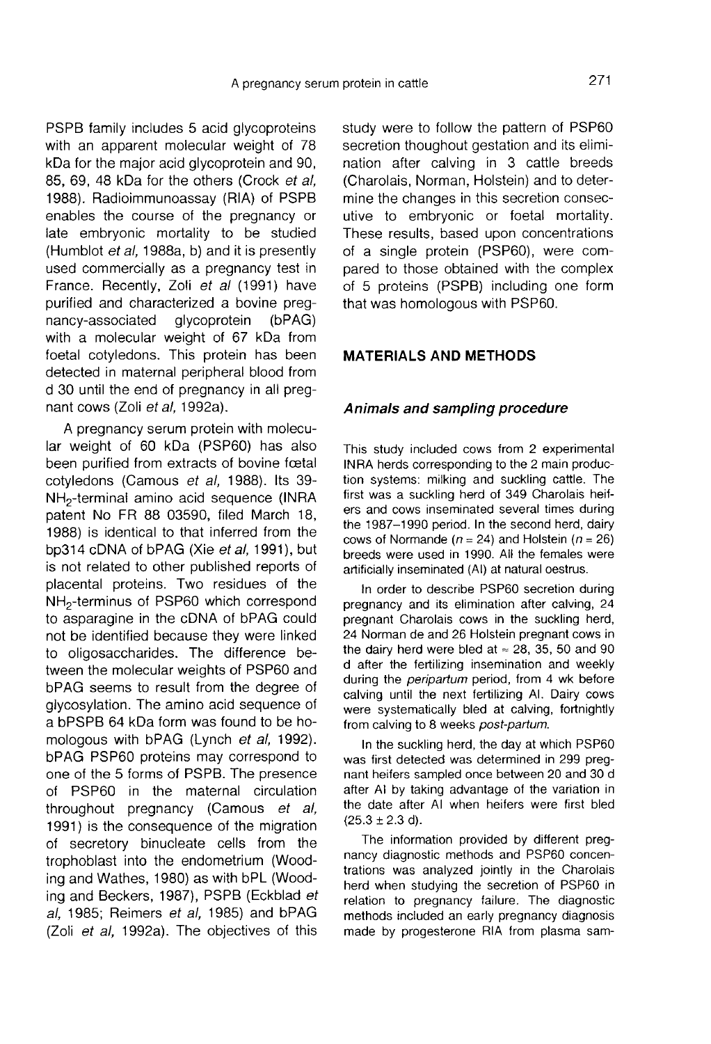PSPB family includes 5 acid glycoproteins with an apparent molecular weight of 78 kDa for the major acid glycoprotein and 90, 85, 69, 48 kDa for the others (Crock *et al*, 1988). Radioimmunoassay (RIA) of PSPB enables the course of the pregnancy or late embryonic mortality to be studied (Humblot *et al*, 1988a, b) and it is presently used commercially as a pregnancy test in France. Recently, Zoli *et al* (1991) have purified and characterized a bovine pregnancy-associated glycoprotein (bPAG) with a molecular weight of 67 kDa from foetal cotyledons. This protein has been detected in maternal peripheral blood from d 30 until the end of pregnancy in all pregnant cows (Zoli *et al*, 1992a).

A pregnancy serum protein with molecular weight of 60 kDa (PSP60) has also been purified from extracts of bovine fœtal cotyledons (Camous *et al*, 1988). Its 39-$NH_2$-terminal amino acid sequence (INRA patent No FR 88 03590, filed March 18, 1988) is identical to that inferred from the bp314 cDNA of bPAG (Xie *et al*, 1991), but is not related to other published reports of placental proteins. Two residues of the $NH_2$-terminus of PSP60 which correspond to asparagine in the cDNA of bPAG could not be identified because they were linked to oligosaccharides. The difference between the molecular weights of PSP60 and bPAG seems to result from the degree of glycosylation. The amino acid sequence of a bPSPB 64 kDa form was found to be homologous with bPAG (Lynch *et al*, 1992). bPAG PSP60 proteins may correspond to one of the 5 forms of PSPB. The presence of PSP60 in the maternal circulation throughout pregnancy (Camous *et al*, 1991) is the consequence of the migration of secretory binucleate cells from the trophoblast into the endometrium (Wooding and Wathes, 1980) as with bPL (Wooding and Beckers, 1987), PSPB (Eckblad *et al*, 1985; Reimers *et al*, 1985) and bPAG (Zoli *et al*, 1992a). The objectives of this study were to follow the pattern of PSP60 secretion thoughout gestation and its elimination after calving in 3 cattle breeds (Charolais, Norman, Holstein) and to determine the changes in this secretion consecutive to embryonic or foetal mortality. These results, based upon concentrations of a single protein (PSP60), were compared to those obtained with the complex of 5 proteins (PSPB) including one form that was homologous with PSP60.

## MATERIALS AND METHODS

### *Animals and sampling procedure*

This study included cows from 2 experimental INRA herds corresponding to the 2 main production systems: milking and suckling cattle. The first was a suckling herd of 349 Charolais heifers and cows inseminated several times during the 1987–1990 period. In the second herd, dairy cows of Normande ($n = 24$) and Holstein ($n = 26$) breeds were used in 1990. All the females were artificially inseminated (AI) at natural oestrus.

In order to describe PSP60 secretion during pregnancy and its elimination after calving, 24 pregnant Charolais cows in the suckling herd, 24 Norman de and 26 Holstein pregnant cows in the dairy herd were bled at $\approx$ 28, 35, 50 and 90 d after the fertilizing insemination and weekly during the *peripartum* period, from 4 wk before calving until the next fertilizing AI. Dairy cows were systematically bled at calving, fortnightly from calving to 8 weeks *post-partum*.

In the suckling herd, the day at which PSP60 was first detected was determined in 299 pregnant heifers sampled once between 20 and 30 d after AI by taking advantage of the variation in the date after AI when heifers were first bled ($25.3 \pm 2.3$ d).

The information provided by different pregnancy diagnostic methods and PSP60 concentrations was analyzed jointly in the Charolais herd when studying the secretion of PSP60 in relation to pregnancy failure. The diagnostic methods included an early pregnancy diagnosis made by progesterone RIA from plasma sam-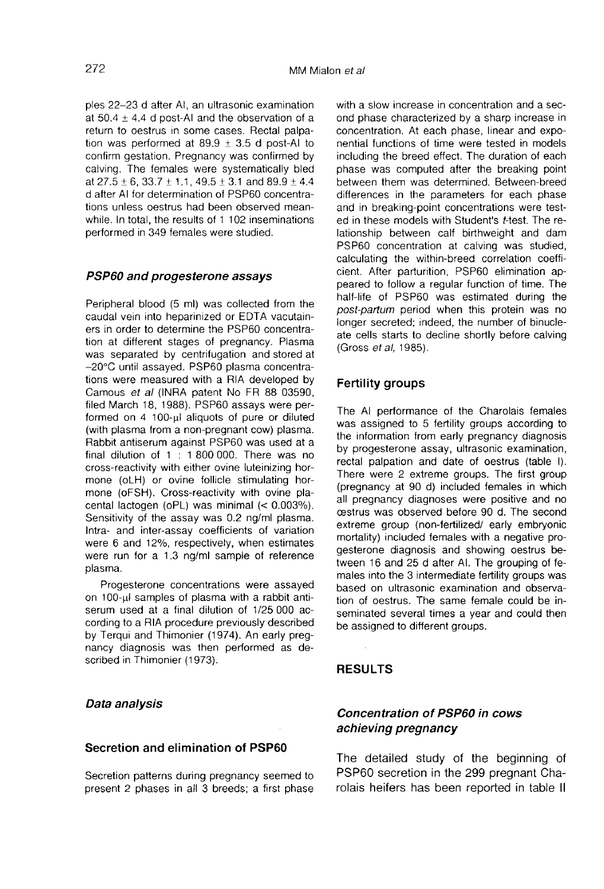ples 22–23 d after AI, an ultrasonic examination at 50.4 ± 4.4 d post-AI and the observation of a return to oestrus in some cases. Rectal palpation was performed at 89.9 ± 3.5 d post-AI to confirm gestation. Pregnancy was confirmed by calving. The females were systematically bled at 27.5 ± 6, 33.7 ± 1.1, 49.5 ± 3.1 and 89.9 ± 4.4 d after AI for determination of PSP60 concentrations unless oestrus had been observed meanwhile. In total, the results of 1 102 inseminations performed in 349 females were studied.

### *PSP60 and progesterone assays*

Peripheral blood (5 ml) was collected from the caudal vein into heparinized or EDTA vacutainers in order to determine the PSP60 concentration at different stages of pregnancy. Plasma was separated by centrifugation and stored at –20°C until assayed. PSP60 plasma concentrations were measured with a RIA developed by Camous *et al* (INRA patent No FR 88 03590, filed March 18, 1988). PSP60 assays were performed on 4 100-μl aliquots of pure or diluted (with plasma from a non-pregnant cow) plasma. Rabbit antiserum against PSP60 was used at a final dilution of 1 : 1 800 000. There was no cross-reactivity with either ovine luteinizing hormone (oLH) or ovine follicle stimulating hormone (oFSH). Cross-reactivity with ovine placental lactogen (oPL) was minimal (< 0.003%). Sensitivity of the assay was 0.2 ng/ml plasma. Intra- and inter-assay coefficients of variation were 6 and 12%, respectively, when estimates were run for a 1.3 ng/ml sample of reference plasma.

Progesterone concentrations were assayed on 100-μl samples of plasma with a rabbit antiserum used at a final dilution of 1/25 000 according to a RIA procedure previously described by Terqui and Thimonier (1974). An early pregnancy diagnosis was then performed as described in Thimonier (1973).

### *Data analysis*

#### Secretion and elimination of PSP60

Secretion patterns during pregnancy seemed to present 2 phases in all 3 breeds; a first phase with a slow increase in concentration and a second phase characterized by a sharp increase in concentration. At each phase, linear and exponential functions of time were tested in models including the breed effect. The duration of each phase was computed after the breaking point between them was determined. Between-breed differences in the parameters for each phase and in breaking-point concentrations were tested in these models with Student's *t*-test. The relationship between calf birthweight and dam PSP60 concentration at calving was studied, calculating the within-breed correlation coefficient. After parturition, PSP60 elimination appeared to follow a regular function of time. The half-life of PSP60 was estimated during the *post-partum* period when this protein was no longer secreted; indeed, the number of binucleate cells starts to decline shortly before calving (Gross *et al*, 1985).

#### Fertility groups

The AI performance of the Charolais females was assigned to 5 fertility groups according to the information from early pregnancy diagnosis by progesterone assay, ultrasonic examination, rectal palpation and date of oestrus (table I). There were 2 extreme groups. The first group (pregnancy at 90 d) included females in which all pregnancy diagnoses were positive and no œstrus was observed before 90 d. The second extreme group (non-fertilized/ early embryonic mortality) included females with a negative progesterone diagnosis and showing oestrus between 16 and 25 d after AI. The grouping of females into the 3 intermediate fertility groups was based on ultrasonic examination and observation of oestrus. The same female could be inseminated several times a year and could then be assigned to different groups.

## RESULTS

### *Concentration of PSP60 in cows achieving pregnancy*

The detailed study of the beginning of PSP60 secretion in the 299 pregnant Charolais heifers has been reported in table II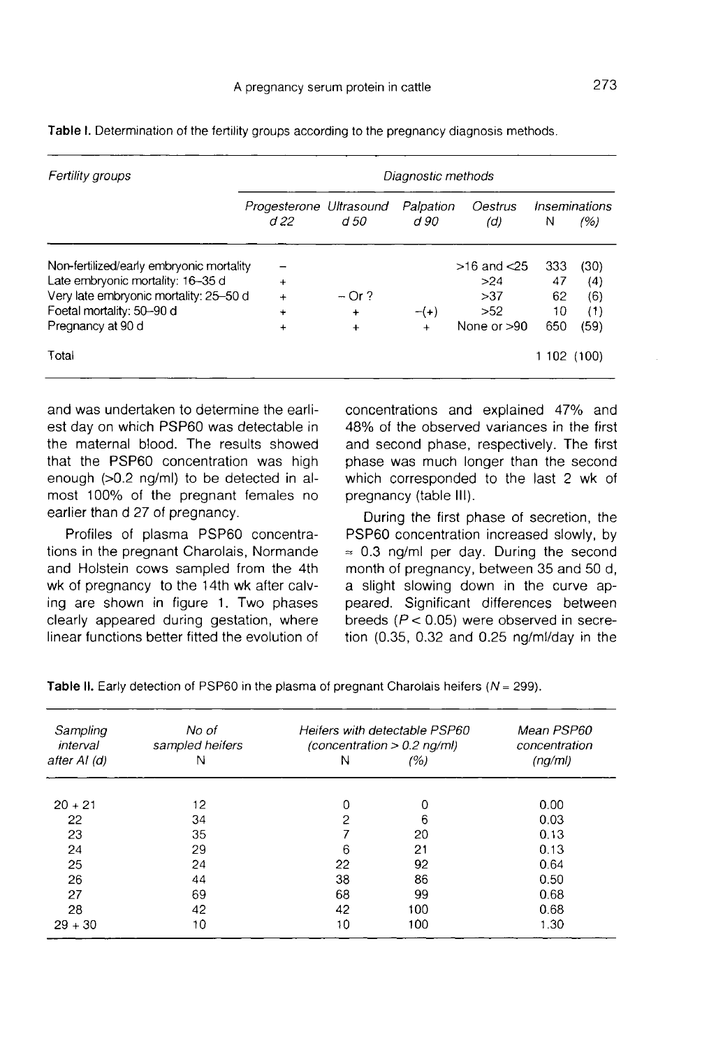Table I. Determination of the fertility groups according to the pregnancy diagnosis methods.

| Fertility groups | Diagnostic methods | | | | | |
|---|---|---|---|---|---|---|
| | Progesterone d 22 | Ultrasound d 50 | Palpation d 90 | Oestrus (d) | Inseminations N | (%) |
| Non-fertilized/early embryonic mortality | – | | | >16 and <25 | 333 | (30) |
| Late embryonic mortality: 16–35 d | + | | | >24 | 47 | (4) |
| Very late embryonic mortality: 25–50 d | + | – Or ? | | >37 | 62 | (6) |
| Foetal mortality: 50–90 d | + | + | –(+) | >52 | 10 | (1) |
| Pregnancy at 90 d | + | + | + | None or >90 | 650 | (59) |
| Total | | | | | 1 102 | (100) |

and was undertaken to determine the earliest day on which PSP60 was detectable in the maternal blood. The results showed that the PSP60 concentration was high enough (>0.2 ng/ml) to be detected in almost 100% of the pregnant females no earlier than d 27 of pregnancy.

Profiles of plasma PSP60 concentrations in the pregnant Charolais, Normande and Holstein cows sampled from the 4th wk of pregnancy to the 14th wk after calving are shown in figure 1. Two phases clearly appeared during gestation, where linear functions better fitted the evolution of concentrations and explained 47% and 48% of the observed variances in the first and second phase, respectively. The first phase was much longer than the second which corresponded to the last 2 wk of pregnancy (table III).

During the first phase of secretion, the PSP60 concentration increased slowly, by ≈ 0.3 ng/ml per day. During the second month of pregnancy, between 35 and 50 d, a slight slowing down in the curve appeared. Significant differences between breeds ($P < 0.05$) were observed in secretion (0.35, 0.32 and 0.25 ng/ml/day in the

Table II. Early detection of PSP60 in the plasma of pregnant Charolais heifers ($N = 299$).

| Sampling interval after AI (d) | No of sampled heifers N | Heifers with detectable PSP60 (concentration > 0.2 ng/ml) N | (%) | Mean PSP60 concentration (ng/ml) |
|---|---|---|---|---|
| 20 + 21 | 12 | 0 | 0 | 0.00 |
| 22 | 34 | 2 | 6 | 0.03 |
| 23 | 35 | 7 | 20 | 0.13 |
| 24 | 29 | 6 | 21 | 0.13 |
| 25 | 24 | 22 | 92 | 0.64 |
| 26 | 44 | 38 | 86 | 0.50 |
| 27 | 69 | 68 | 99 | 0.68 |
| 28 | 42 | 42 | 100 | 0.68 |
| 29 + 30 | 10 | 10 | 100 | 1.30 |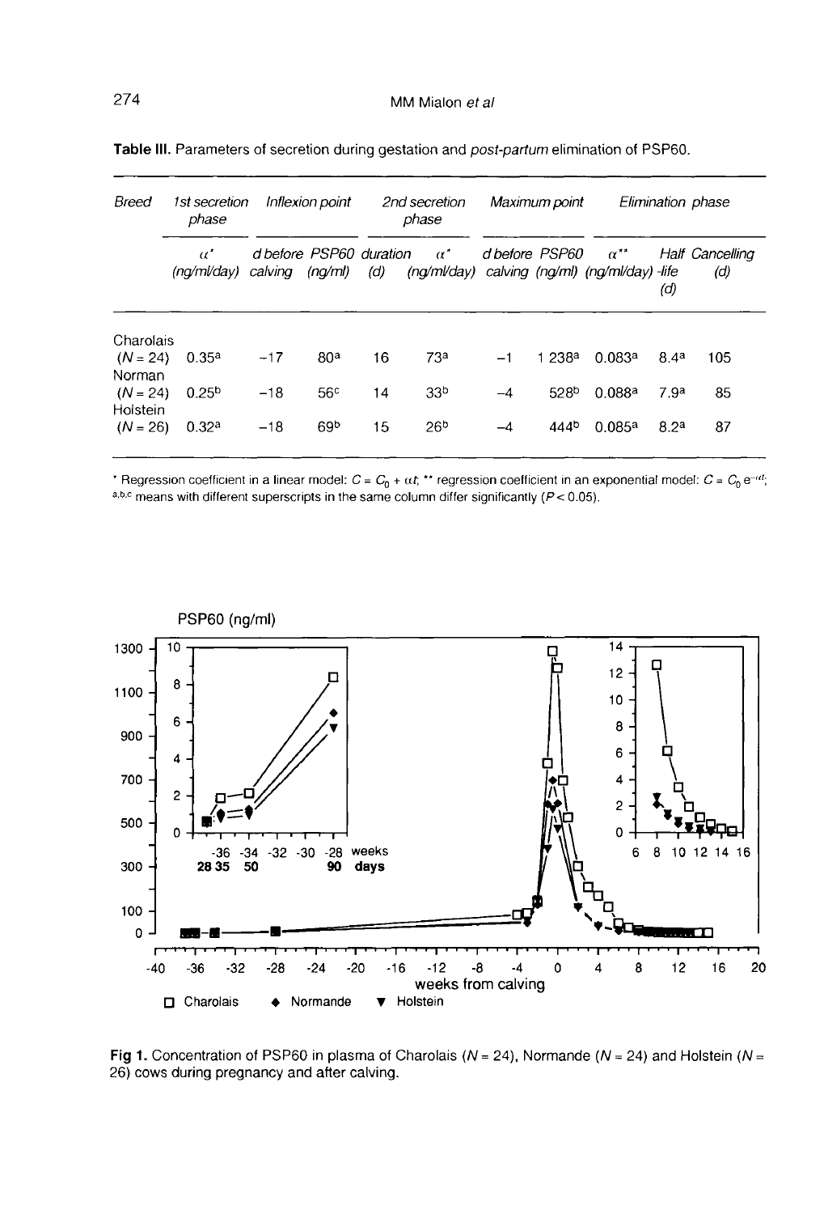**Table III.** Parameters of secretion during gestation and *post-partum* elimination of PSP60.

| Breed | 1st secretion phase | Inflexion point | | 2nd secretion phase | | Maximum point | | Elimination phase | | |
|---|---|---|---|---|---|---|---|---|---|---|
| | $\alpha^{*}$ (ng/ml/day) | d before calving | PSP60 (ng/ml) | duration (d) | $\alpha^{*}$ (ng/ml/day) | d before calving | PSP60 (ng/ml) | $\alpha^{**}$ (ng/ml/day) | Half -life (d) | Cancelling (d) |
| Charolais ($N$ = 24) | 0.35[a] | −17 | 80[a] | 16 | 73[a] | −1 | 1 238[a] | 0.083[a] | 8.4[a] | 105 |
| Norman ($N$ = 24) | 0.25[b] | −18 | 56[c] | 14 | 33[b] | −4 | 528[b] | 0.088[a] | 7.9[a] | 85 |
| Holstein ($N$ = 26) | 0.32[a] | −18 | 69[b] | 15 | 26[b] | −4 | 444[b] | 0.085[a] | 8.2[a] | 87 |

* Regression coefficient in a linear model: $C = C_0 + \alpha t$; ** regression coefficient in an exponential model: $C = C_0 e^{-\alpha t}$; a,b,c means with different superscripts in the same column differ significantly ($P < 0.05$).

**Fig 1.** Concentration of PSP60 in plasma of Charolais ($N$ = 24), Normande ($N$ = 24) and Holstein ($N$ = 26) cows during pregnancy and after calving.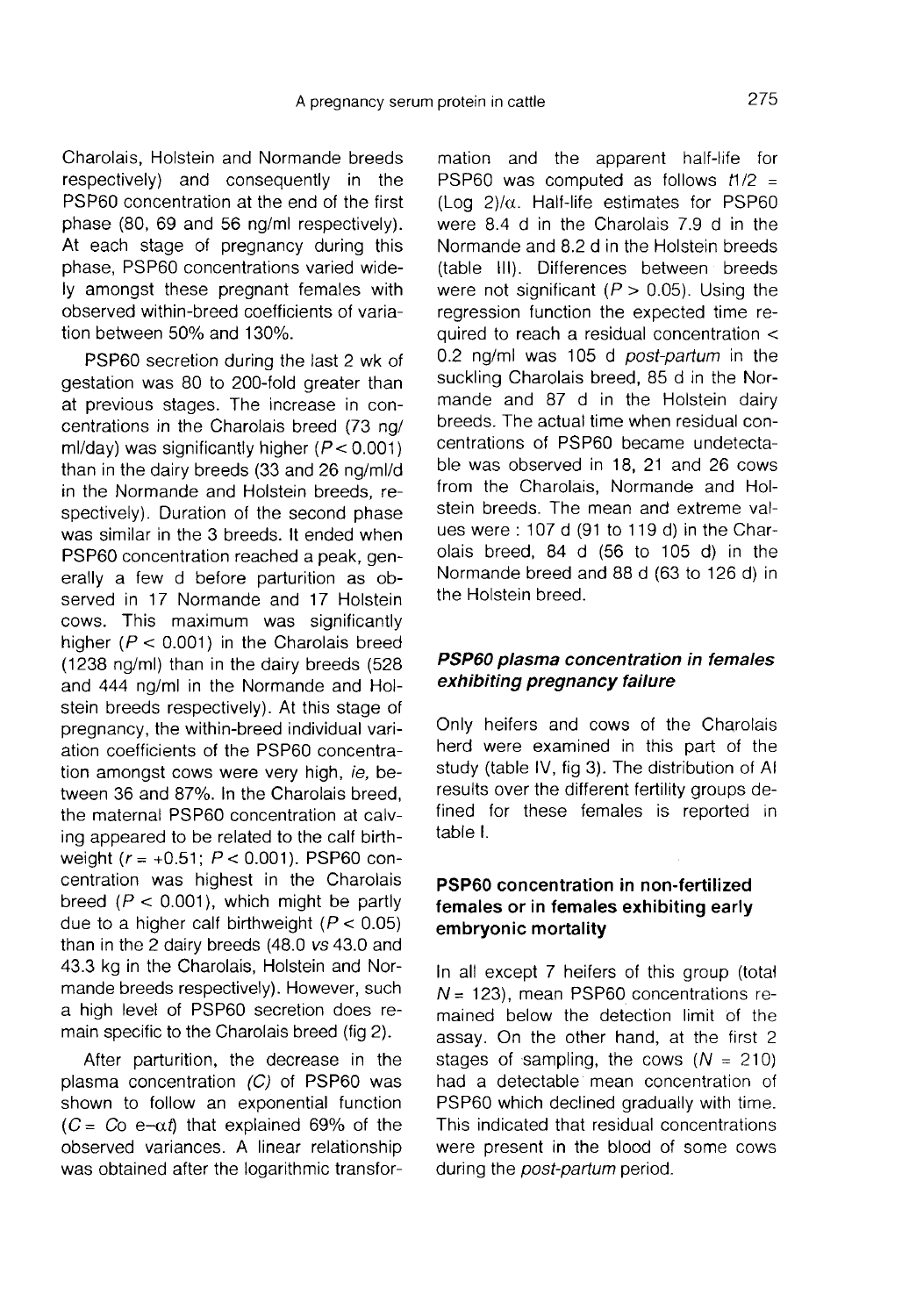Charolais, Holstein and Normande breeds respectively) and consequently in the PSP60 concentration at the end of the first phase (80, 69 and 56 ng/ml respectively). At each stage of pregnancy during this phase, PSP60 concentrations varied widely amongst these pregnant females with observed within-breed coefficients of variation between 50% and 130%.

PSP60 secretion during the last 2 wk of gestation was 80 to 200-fold greater than at previous stages. The increase in concentrations in the Charolais breed (73 ng/ml/day) was significantly higher ($P < 0.001$) than in the dairy breeds (33 and 26 ng/ml/d in the Normande and Holstein breeds, respectively). Duration of the second phase was similar in the 3 breeds. It ended when PSP60 concentration reached a peak, generally a few d before parturition as observed in 17 Normande and 17 Holstein cows. This maximum was significantly higher ($P < 0.001$) in the Charolais breed (1238 ng/ml) than in the dairy breeds (528 and 444 ng/ml in the Normande and Holstein breeds respectively). At this stage of pregnancy, the within-breed individual variation coefficients of the PSP60 concentration amongst cows were very high, *ie,* between 36 and 87%. In the Charolais breed, the maternal PSP60 concentration at calving appeared to be related to the calf birthweight ($r = +0.51$; $P < 0.001$). PSP60 concentration was highest in the Charolais breed ($P < 0.001$), which might be partly due to a higher calf birthweight ($P < 0.05$) than in the 2 dairy breeds (48.0 *vs* 43.0 and 43.3 kg in the Charolais, Holstein and Normande breeds respectively). However, such a high level of PSP60 secretion does remain specific to the Charolais breed (fig 2).

After parturition, the decrease in the plasma concentration *(C)* of PSP60 was shown to follow an exponential function ($C = Co\ e^{-\alpha t}$) that explained 69% of the observed variances. A linear relationship was obtained after the logarithmic transformation and the apparent half-life for PSP60 was computed as follows $t1/2 = (\text{Log } 2)/\alpha$. Half-life estimates for PSP60 were 8.4 d in the Charolais 7.9 d in the Normande and 8.2 d in the Holstein breeds (table III). Differences between breeds were not significant ($P > 0.05$). Using the regression function the expected time required to reach a residual concentration < 0.2 ng/ml was 105 d *post-partum* in the suckling Charolais breed, 85 d in the Normande and 87 d in the Holstein dairy breeds. The actual time when residual concentrations of PSP60 became undetectable was observed in 18, 21 and 26 cows from the Charolais, Normande and Holstein breeds. The mean and extreme values were : 107 d (91 to 119 d) in the Charolais breed, 84 d (56 to 105 d) in the Normande breed and 88 d (63 to 126 d) in the Holstein breed.

### *PSP60 plasma concentration in females exhibiting pregnancy failure*

Only heifers and cows of the Charolais herd were examined in this part of the study (table IV, fig 3). The distribution of AI results over the different fertility groups defined for these females is reported in table I.

### PSP60 concentration in non-fertilized females or in females exhibiting early embryonic mortality

In all except 7 heifers of this group (total $N = 123$), mean PSP60 concentrations remained below the detection limit of the assay. On the other hand, at the first 2 stages of sampling, the cows ($N = 210$) had a detectable mean concentration of PSP60 which declined gradually with time. This indicated that residual concentrations were present in the blood of some cows during the *post-partum* period.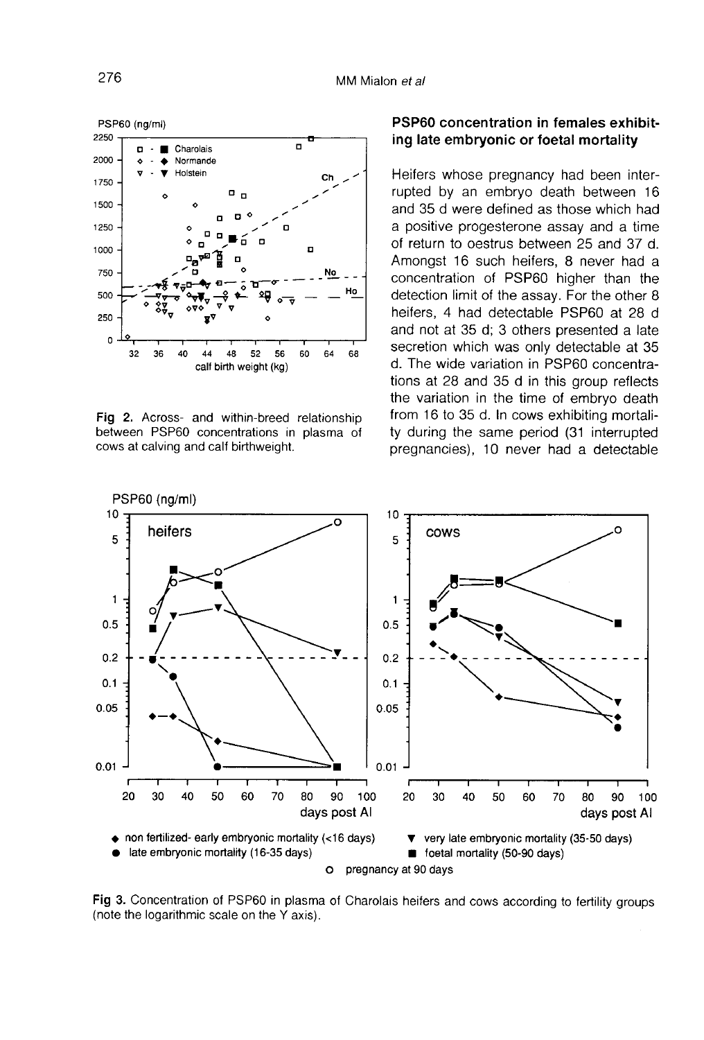Fig 2. Across- and within-breed relationship between PSP60 concentrations in plasma of cows at calving and calf birthweight.

## PSP60 concentration in females exhibiting late embryonic or foetal mortality

Heifers whose pregnancy had been interrupted by an embryo death between 16 and 35 d were defined as those which had a positive progesterone assay and a time of return to oestrus between 25 and 37 d. Amongst 16 such heifers, 8 never had a concentration of PSP60 higher than the detection limit of the assay. For the other 8 heifers, 4 had detectable PSP60 at 28 d and not at 35 d; 3 others presented a late secretion which was only detectable at 35 d. The wide variation in PSP60 concentrations at 28 and 35 d in this group reflects the variation in the time of embryo death from 16 to 35 d. In cows exhibiting mortality during the same period (31 interrupted pregnancies), 10 never had a detectable

Fig 3. Concentration of PSP60 in plasma of Charolais heifers and cows according to fertility groups (note the logarithmic scale on the Y axis).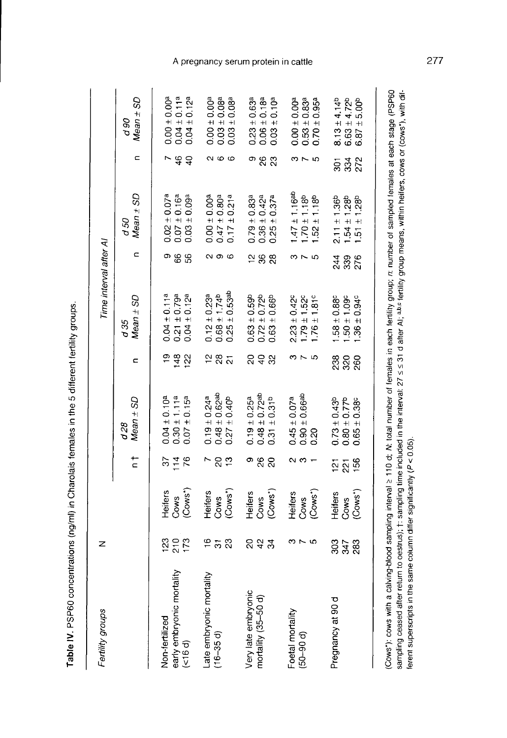**Table IV.** PSP60 concentrations (ng/ml) in Charolais females in the 5 different fertility groups.

| Fertility groups | N | | Time interval after AI | | | | | | | |
|---|---|---|---|---|---|---|---|---|---|---|
| | | | n † | d 28 Mean ± SD | n | d 35 Mean ± SD | n | d 50 Mean ± SD | n | d 90 Mean ± SD |
| Non-fertilized early embryonic mortality (<16 d) | 123 | Heifers | 37 | 0.04 ± 0.10[a] | 19 | 0.04 ± 0.11[a] | 9 | 0.02 ± 0.07[a] | 7 | 0.00 ± 0.00[a] |
| | 210 | Cows | 114 | 0.30 ± 1.11[a] | 148 | 0.21 ± 0.79[a] | 66 | 0.07 ± 0.16[a] | 46 | 0.04 ± 0.11[a] |
| | 173 | (Cows*) | 76 | 0.07 ± 0.15[a] | 122 | 0.04 ± 0.12[a] | 56 | 0.03 ± 0.09[a] | 40 | 0.04 ± 0.12[a] |
| Late embryonic mortality (16–35 d) | 16 | Heifers | 7 | 0.19 ± 0.24[a] | 12 | 0.12 ± 0.23[a] | 2 | 0.00 ± 0.00[a] | 2 | 0.00 ± 0.00[a] |
| | 31 | Cows | 20 | 0.48 ± 0.62[ab] | 28 | 0.68 ± 1.74[b] | 9 | 0.47 ± 0.80[a] | 6 | 0.03 ± 0.08[a] |
| | 23 | (Cows*) | 13 | 0.27 ± 0.40[b] | 21 | 0.25 ± 0.53[ab] | 6 | 0.17 ± 0.21[a] | 6 | 0.03 ± 0.08[a] |
| Very late embryonic mortality (35–50 d) | 20 | Heifers | 9 | 0.19 ± 0.25[a] | 20 | 0.63 ± 0.59[b] | 12 | 0.79 ± 0.83[a] | 9 | 0.23 ± 0.63[a] |
| | 42 | Cows | 26 | 0.48 ± 0.72[ab] | 40 | 0.72 ± 0.72[b] | 36 | 0.36 ± 0.42[a] | 26 | 0.06 ± 0.18[a] |
| | 34 | (Cows*) | 20 | 0.31 ± 0.31[b] | 32 | 0.63 ± 0.66[b] | 28 | 0.25 ± 0.37[a] | 23 | 0.03 ± 0.10[a] |
| Foetal mortality (50–90 d) | 3 | Heifers | 2 | 0.45 ± 0.07[a] | 3 | 2.23 ± 0.42[c] | 3 | 1.47 ± 1.16[ab] | 3 | 0.00 ± 0.00[a] |
| | 7 | Cows | 3 | 0.90 ± 0.66[ab] | 7 | 1.79 ± 1.52[c] | 7 | 1.70 ± 1.18[b] | 7 | 0.53 ± 0.83[a] |
| | 5 | (Cows*) | 1 | 0.20 | 5 | 1.76 ± 1.81[c] | 5 | 1.52 ± 1.18[b] | 5 | 0.70 ± 0.95[a] |
| Pregnancy at 90 d | 303 | Heifers | 121 | 0.73 ± 0.43[b] | 238 | 1.58 ± 0.88[c] | 244 | 2.11 ± 1.36[b] | 301 | 8.13 ± 4.14[b] |
| | 347 | Cows | 221 | 0.80 ± 0.77[b] | 320 | 1.50 ± 1.09[c] | 339 | 1.54 ± 1.28[b] | 334 | 6.63 ± 4.72[b] |
| | 283 | (Cows*) | 156 | 0.65 ± 0.38[c] | 260 | 1.36 ± 0.94[c] | 276 | 1.51 ± 1.28[b] | 272 | 6.87 ± 5.00[b] |

(Cows*): cows with a calving-blood sampling interval ≥ 110 d; *N*: total number of females in each fertility group; *n*: number of sampled females at each stage (PSP60 sampling ceased after return to oestrus); †: sampling time included in the interval: $27 \leq \leq 31$ d after AI; a,b,c fertility group means, within heifers, cows or (cows*), with different superscripts in the same column differ significantly ($P < 0.05$).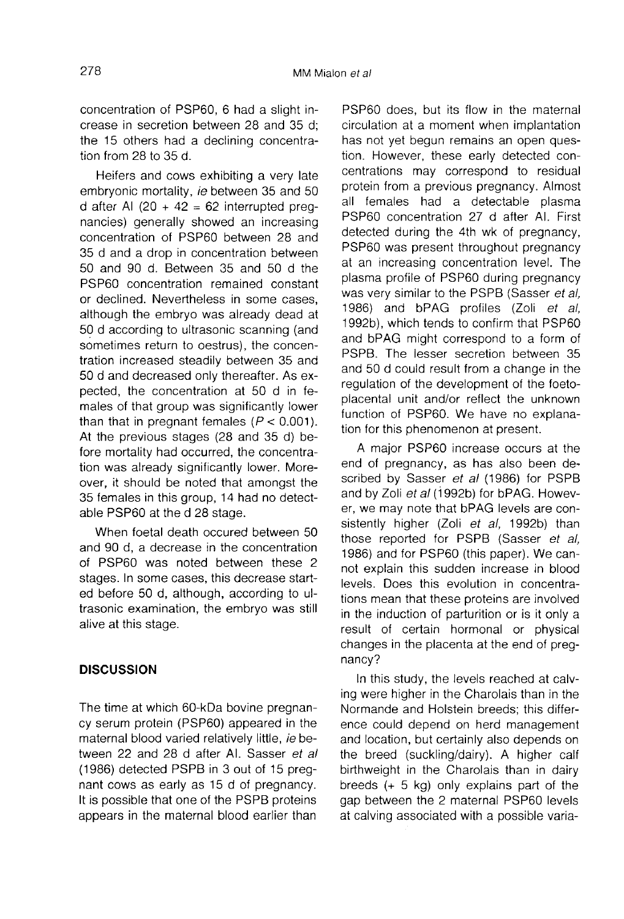concentration of PSP60, 6 had a slight increase in secretion between 28 and 35 d; the 15 others had a declining concentration from 28 to 35 d.

Heifers and cows exhibiting a very late embryonic mortality, *ie* between 35 and 50 d after AI (20 + 42 = 62 interrupted pregnancies) generally showed an increasing concentration of PSP60 between 28 and 35 d and a drop in concentration between 50 and 90 d. Between 35 and 50 d the PSP60 concentration remained constant or declined. Nevertheless in some cases, although the embryo was already dead at 50 d according to ultrasonic scanning (and sometimes return to oestrus), the concentration increased steadily between 35 and 50 d and decreased only thereafter. As expected, the concentration at 50 d in females of that group was significantly lower than that in pregnant females ($P < 0.001$). At the previous stages (28 and 35 d) before mortality had occurred, the concentration was already significantly lower. Moreover, it should be noted that amongst the 35 females in this group, 14 had no detectable PSP60 at the d 28 stage.

When foetal death occured between 50 and 90 d, a decrease in the concentration of PSP60 was noted between these 2 stages. In some cases, this decrease started before 50 d, although, according to ultrasonic examination, the embryo was still alive at this stage.

## DISCUSSION

The time at which 60-kDa bovine pregnancy serum protein (PSP60) appeared in the maternal blood varied relatively little, *ie* between 22 and 28 d after AI. Sasser *et al* (1986) detected PSPB in 3 out of 15 pregnant cows as early as 15 d of pregnancy. It is possible that one of the PSPB proteins appears in the maternal blood earlier than PSP60 does, but its flow in the maternal circulation at a moment when implantation has not yet begun remains an open question. However, these early detected concentrations may correspond to residual protein from a previous pregnancy. Almost all females had a detectable plasma PSP60 concentration 27 d after AI. First detected during the 4th wk of pregnancy, PSP60 was present throughout pregnancy at an increasing concentration level. The plasma profile of PSP60 during pregnancy was very similar to the PSPB (Sasser *et al*, 1986) and bPAG profiles (Zoli *et al*, 1992b), which tends to confirm that PSP60 and bPAG might correspond to a form of PSPB. The lesser secretion between 35 and 50 d could result from a change in the regulation of the development of the foeto-placental unit and/or reflect the unknown function of PSP60. We have no explanation for this phenomenon at present.

A major PSP60 increase occurs at the end of pregnancy, as has also been described by Sasser *et al* (1986) for PSPB and by Zoli *et al* (1992b) for bPAG. However, we may note that bPAG levels are consistently higher (Zoli *et al*, 1992b) than those reported for PSPB (Sasser *et al*, 1986) and for PSP60 (this paper). We cannot explain this sudden increase in blood levels. Does this evolution in concentrations mean that these proteins are involved in the induction of parturition or is it only a result of certain hormonal or physical changes in the placenta at the end of pregnancy?

In this study, the levels reached at calving were higher in the Charolais than in the Normande and Holstein breeds; this difference could depend on herd management and location, but certainly also depends on the breed (suckling/dairy). A higher calf birthweight in the Charolais than in dairy breeds (+ 5 kg) only explains part of the gap between the 2 maternal PSP60 levels at calving associated with a possible varia-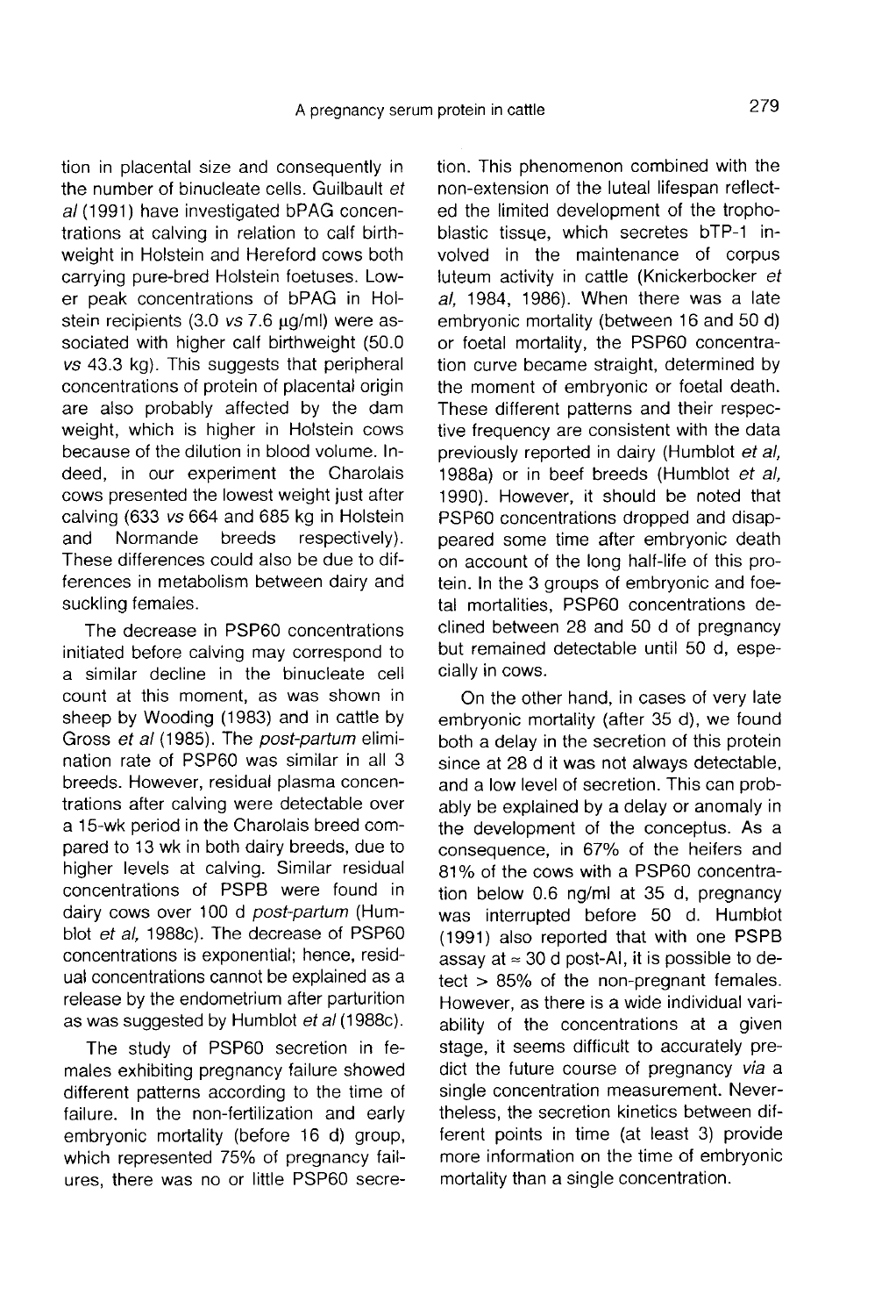tion in placental size and consequently in the number of binucleate cells. Guilbault *et al* (1991) have investigated bPAG concentrations at calving in relation to calf birthweight in Holstein and Hereford cows both carrying pure-bred Holstein foetuses. Lower peak concentrations of bPAG in Holstein recipients (3.0 *vs* 7.6 μg/ml) were associated with higher calf birthweight (50.0 *vs* 43.3 kg). This suggests that peripheral concentrations of protein of placental origin are also probably affected by the dam weight, which is higher in Holstein cows because of the dilution in blood volume. Indeed, in our experiment the Charolais cows presented the lowest weight just after calving (633 *vs* 664 and 685 kg in Holstein and Normande breeds respectively). These differences could also be due to differences in metabolism between dairy and suckling females.

The decrease in PSP60 concentrations initiated before calving may correspond to a similar decline in the binucleate cell count at this moment, as was shown in sheep by Wooding (1983) and in cattle by Gross *et al* (1985). The *post-partum* elimination rate of PSP60 was similar in all 3 breeds. However, residual plasma concentrations after calving were detectable over a 15-wk period in the Charolais breed compared to 13 wk in both dairy breeds, due to higher levels at calving. Similar residual concentrations of PSPB were found in dairy cows over 100 d *post-partum* (Humblot *et al*, 1988c). The decrease of PSP60 concentrations is exponential; hence, residual concentrations cannot be explained as a release by the endometrium after parturition as was suggested by Humblot *et al* (1988c).

The study of PSP60 secretion in females exhibiting pregnancy failure showed different patterns according to the time of failure. In the non-fertilization and early embryonic mortality (before 16 d) group, which represented 75% of pregnancy failures, there was no or little PSP60 secretion. This phenomenon combined with the non-extension of the luteal lifespan reflected the limited development of the trophoblastic tissue, which secretes bTP-1 involved in the maintenance of corpus luteum activity in cattle (Knickerbocker *et al*, 1984, 1986). When there was a late embryonic mortality (between 16 and 50 d) or foetal mortality, the PSP60 concentration curve became straight, determined by the moment of embryonic or foetal death. These different patterns and their respective frequency are consistent with the data previously reported in dairy (Humblot *et al*, 1988a) or in beef breeds (Humblot *et al*, 1990). However, it should be noted that PSP60 concentrations dropped and disappeared some time after embryonic death on account of the long half-life of this protein. In the 3 groups of embryonic and foetal mortalities, PSP60 concentrations declined between 28 and 50 d of pregnancy but remained detectable until 50 d, especially in cows.

On the other hand, in cases of very late embryonic mortality (after 35 d), we found both a delay in the secretion of this protein since at 28 d it was not always detectable, and a low level of secretion. This can probably be explained by a delay or anomaly in the development of the conceptus. As a consequence, in 67% of the heifers and 81% of the cows with a PSP60 concentration below 0.6 ng/ml at 35 d, pregnancy was interrupted before 50 d. Humblot (1991) also reported that with one PSPB assay at ≈ 30 d post-AI, it is possible to detect > 85% of the non-pregnant females. However, as there is a wide individual variability of the concentrations at a given stage, it seems difficult to accurately predict the future course of pregnancy *via* a single concentration measurement. Nevertheless, the secretion kinetics between different points in time (at least 3) provide more information on the time of embryonic mortality than a single concentration.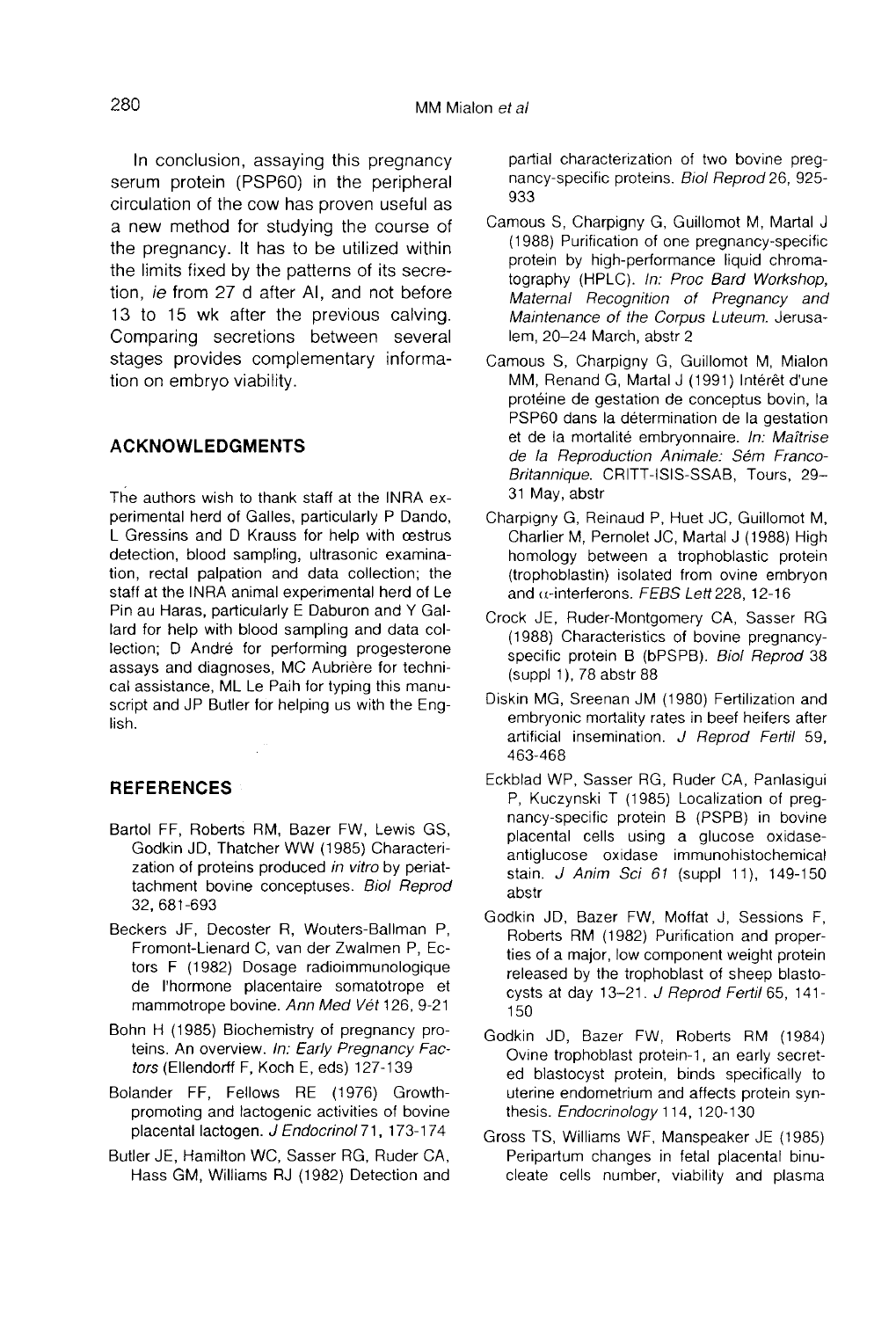In conclusion, assaying this pregnancy serum protein (PSP60) in the peripheral circulation of the cow has proven useful as a new method for studying the course of the pregnancy. It has to be utilized within the limits fixed by the patterns of its secretion, *ie* from 27 d after AI, and not before 13 to 15 wk after the previous calving. Comparing secretions between several stages provides complementary information on embryo viability.

## ACKNOWLEDGMENTS

The authors wish to thank staff at the INRA experimental herd of Galles, particularly P Dando, L Gressins and D Krauss for help with œstrus detection, blood sampling, ultrasonic examination, rectal palpation and data collection; the staff at the INRA animal experimental herd of Le Pin au Haras, particularly E Daburon and Y Gallard for help with blood sampling and data collection; D André for performing progesterone assays and diagnoses, MC Aubrière for technical assistance, ML Le Paih for typing this manuscript and JP Butler for helping us with the English.

## REFERENCES

Bartol FF, Roberts RM, Bazer FW, Lewis GS, Godkin JD, Thatcher WW (1985) Characterization of proteins produced *in vitro* by periattachment bovine conceptuses. *Biol Reprod* 32, 681-693

Beckers JF, Decoster R, Wouters-Ballman P, Fromont-Lienard C, van der Zwalmen P, Ectors F (1982) Dosage radioimmunologique de l'hormone placentaire somatotrope et mammotrope bovine. *Ann Med Vét* 126, 9-21

Bohn H (1985) Biochemistry of pregnancy proteins. An overview. *In: Early Pregnancy Factors* (Ellendorff F, Koch E, eds) 127-139

Bolander FF, Fellows RE (1976) Growth-promoting and lactogenic activities of bovine placental lactogen. *J Endocrinol* 71, 173-174

Butler JE, Hamilton WC, Sasser RG, Ruder CA, Hass GM, Williams RJ (1982) Detection and partial characterization of two bovine pregnancy-specific proteins. *Biol Reprod* 26, 925-933

Camous S, Charpigny G, Guillomot M, Martal J (1988) Purification of one pregnancy-specific protein by high-performance liquid chromatography (HPLC). *In: Proc Bard Workshop, Maternal Recognition of Pregnancy and Maintenance of the Corpus Luteum.* Jerusalem, 20–24 March, abstr 2

Camous S, Charpigny G, Guillomot M, Mialon MM, Renand G, Martal J (1991) Intérêt d'une protéine de gestation de conceptus bovin, la PSP60 dans la détermination de la gestation et de la mortalité embryonnaire. *In: Maîtrise de la Reproduction Animale: Sém Franco-Britannique.* CRITT-ISIS-SSAB, Tours, 29–31 May, abstr

Charpigny G, Reinaud P, Huet JC, Guillomot M, Charlier M, Pernolet JC, Martal J (1988) High homology between a trophoblastic protein (trophoblastin) isolated from ovine embryon and α-interferons. *FEBS Lett* 228, 12-16

Crock JE, Ruder-Montgomery CA, Sasser RG (1988) Characteristics of bovine pregnancy-specific protein B (bPSPB). *Biol Reprod* 38 (suppl 1), 78 abstr 88

Diskin MG, Sreenan JM (1980) Fertilization and embryonic mortality rates in beef heifers after artificial insemination. *J Reprod Fertil* 59, 463-468

Eckblad WP, Sasser RG, Ruder CA, Panlasigui P, Kuczynski T (1985) Localization of pregnancy-specific protein B (PSPB) in bovine placental cells using a glucose oxidase-antiglucose oxidase immunohistochemical stain. *J Anim Sci 61* (suppl 11), 149-150 abstr

Godkin JD, Bazer FW, Moffat J, Sessions F, Roberts RM (1982) Purification and properties of a major, low component weight protein released by the trophoblast of sheep blastocysts at day 13-21. *J Reprod Fertil* 65, 141-150

Godkin JD, Bazer FW, Roberts RM (1984) Ovine trophoblast protein-1, an early secreted blastocyst protein, binds specifically to uterine endometrium and affects protein synthesis. *Endocrinology* 114, 120-130

Gross TS, Williams WF, Manspeaker JE (1985) Peripartum changes in fetal placental binucleate cells number, viability and plasma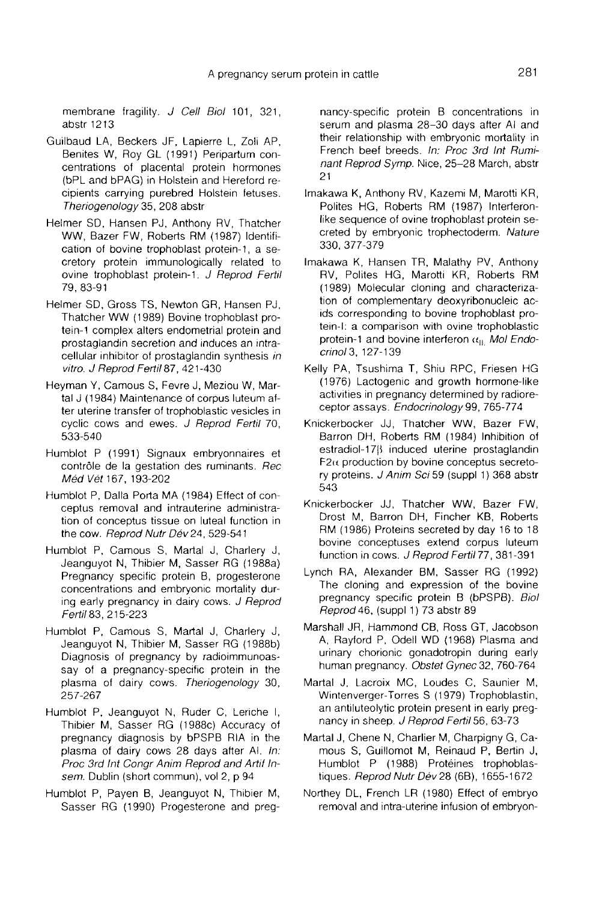membrane fragility. *J Cell Biol* 101, 321, abstr 1213

Guilbaud LA, Beckers JF, Lapierre L, Zoli AP, Benites W, Roy GL (1991) Peripartum concentrations of placental protein hormones (bPL and bPAG) in Holstein and Hereford recipients carrying purebred Holstein fetuses. *Theriogenology* 35, 208 abstr

Helmer SD, Hansen PJ, Anthony RV, Thatcher WW, Bazer FW, Roberts RM (1987) Identification of bovine trophoblast protein-1, a secretory protein immunologically related to ovine trophoblast protein-1. *J Reprod Fertil* 79, 83-91

Helmer SD, Gross TS, Newton GR, Hansen PJ, Thatcher WW (1989) Bovine trophoblast protein-1 complex alters endometrial protein and prostaglandin secretion and induces an intracellular inhibitor of prostaglandin synthesis *in vitro*. *J Reprod Fertil* 87, 421-430

Heyman Y, Camous S, Fevre J, Meziou W, Martal J (1984) Maintenance of corpus luteum after uterine transfer of trophoblastic vesicles in cyclic cows and ewes. *J Reprod Fertil* 70, 533-540

Humblot P (1991) Signaux embryonnaires et contrôle de la gestation des ruminants. *Rec Méd Vét* 167, 193-202

Humblot P, Dalla Porta MA (1984) Effect of conceptus removal and intrauterine administration of conceptus tissue on luteal function in the cow. *Reprod Nutr Dév* 24, 529-541

Humblot P, Camous S, Martal J, Charlery J, Jeanguyot N, Thibier M, Sasser RG (1988a) Pregnancy specific protein B, progesterone concentrations and embryonic mortality during early pregnancy in dairy cows. *J Reprod Fertil* 83, 215-223

Humblot P, Camous S, Martal J, Charlery J, Jeanguyot N, Thibier M, Sasser RG (1988b) Diagnosis of pregnancy by radioimmunoassay of a pregnancy-specific protein in the plasma of dairy cows. *Theriogenology* 30, 257-267

Humblot P, Jeanguyot N, Ruder C, Leriche I, Thibier M, Sasser RG (1988c) Accuracy of pregnancy diagnosis by bPSPB RIA in the plasma of dairy cows 28 days after AI. *In: Proc 3rd Int Congr Anim Reprod and Artif Insem.* Dublin (short commun), vol 2, p 94

Humblot P, Payen B, Jeanguyot N, Thibier M, Sasser RG (1990) Progesterone and pregnancy-specific protein B concentrations in serum and plasma 28–30 days after AI and their relationship with embryonic mortality in French beef breeds. *In: Proc 3rd Int Ruminant Reprod Symp.* Nice, 25–28 March, abstr 21

Imakawa K, Anthony RV, Kazemi M, Marotti KR, Polites HG, Roberts RM (1987) Interferon-like sequence of ovine trophoblast protein secreted by embryonic trophectoderm. *Nature* 330, 377-379

Imakawa K, Hansen TR, Malathy PV, Anthony RV, Polites HG, Marotti KR, Roberts RM (1989) Molecular cloning and characterization of complementary deoxyribonucleic acids corresponding to bovine trophoblast protein-I: a comparison with ovine trophoblastic protein-1 and bovine interferon $\alpha_{II}$. *Mol Endocrinol* 3, 127-139

Kelly PA, Tsushima T, Shiu RPC, Friesen HG (1976) Lactogenic and growth hormone-like activities in pregnancy determined by radioreceptor assays. *Endocrinology* 99, 765-774

Knickerbocker JJ, Thatcher WW, Bazer FW, Barron DH, Roberts RM (1984) Inhibition of estradiol-17$\beta$ induced uterine prostaglandin F2$\alpha$ production by bovine conceptus secretory proteins. *J Anim Sci* 59 (suppl 1) 368 abstr 543

Knickerbocker JJ, Thatcher WW, Bazer FW, Drost M, Barron DH, Fincher KB, Roberts RM (1986) Proteins secreted by day 16 to 18 bovine conceptuses extend corpus luteum function in cows. *J Reprod Fertil* 77, 381-391

Lynch RA, Alexander BM, Sasser RG (1992) The cloning and expression of the bovine pregnancy specific protein B (bPSPB). *Biol Reprod* 46, (suppl 1) 73 abstr 89

Marshall JR, Hammond CB, Ross GT, Jacobson A, Rayford P, Odell WD (1968) Plasma and urinary chorionic gonadotropin during early human pregnancy. *Obstet Gynec* 32, 760-764

Martal J, Lacroix MC, Loudes C, Saunier M, Wintenverger-Torres S (1979) Trophoblastin, an antiluteolytic protein present in early pregnancy in sheep. *J Reprod Fertil* 56, 63-73

Martal J, Chene N, Charlier M, Charpigny G, Camous S, Guillomot M, Reinaud P, Bertin J, Humblot P (1988) Protéines trophoblastiques. *Reprod Nutr Dév* 28 (6B), 1655-1672

Northey DL, French LR (1980) Effect of embryo removal and intra-uterine infusion of embryon-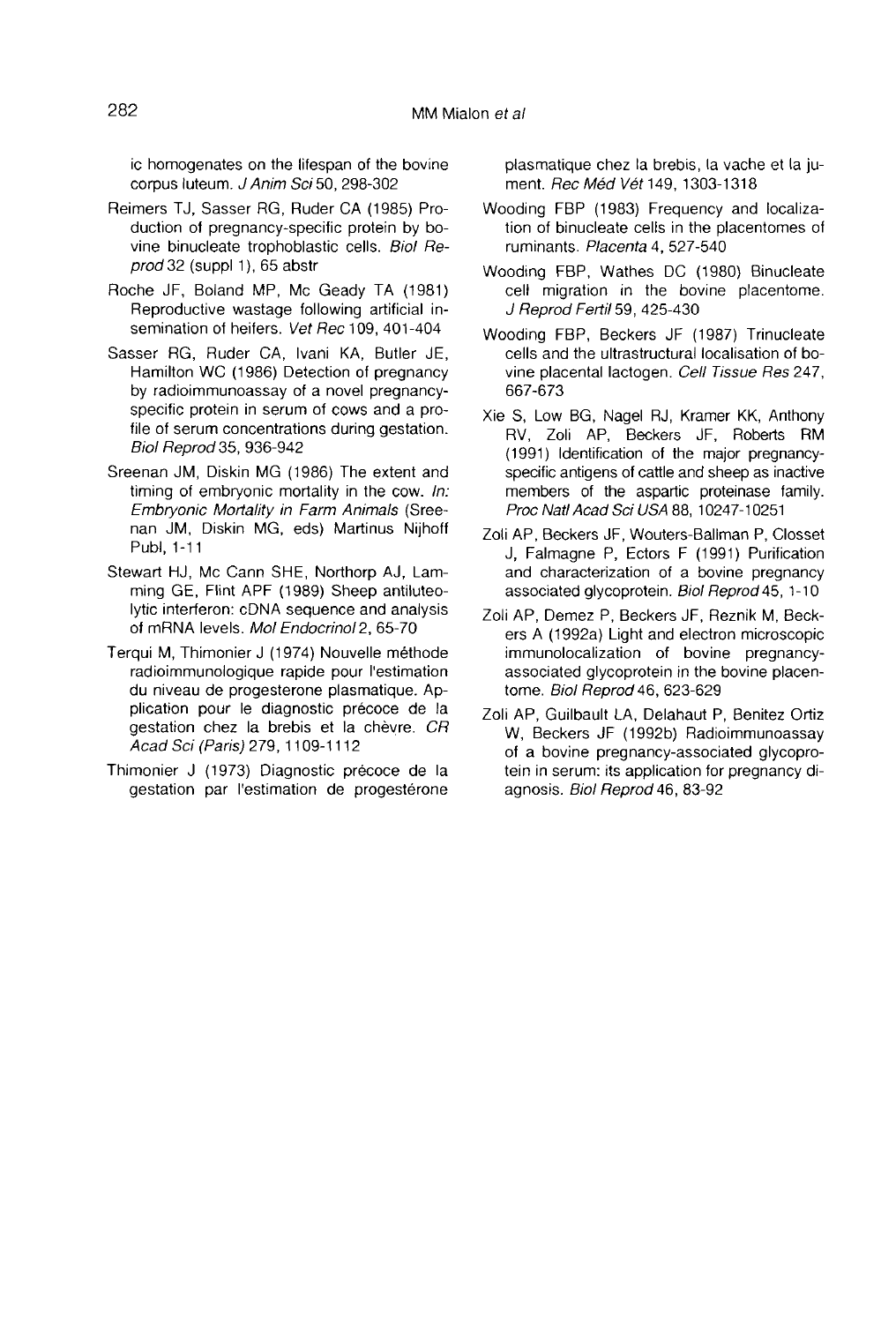ic homogenates on the lifespan of the bovine corpus luteum. *J Anim Sci* 50, 298-302

Reimers TJ, Sasser RG, Ruder CA (1985) Production of pregnancy-specific protein by bovine binucleate trophoblastic cells. *Biol Reprod* 32 (suppl 1), 65 abstr

Roche JF, Boland MP, Mc Geady TA (1981) Reproductive wastage following artificial insemination of heifers. *Vet Rec* 109, 401-404

Sasser RG, Ruder CA, Ivani KA, Butler JE, Hamilton WC (1986) Detection of pregnancy by radioimmunoassay of a novel pregnancy-specific protein in serum of cows and a profile of serum concentrations during gestation. *Biol Reprod* 35, 936-942

Sreenan JM, Diskin MG (1986) The extent and timing of embryonic mortality in the cow. *In: Embryonic Mortality in Farm Animals* (Sreenan JM, Diskin MG, eds) Martinus Nijhoff Publ, 1-11

Stewart HJ, Mc Cann SHE, Northorp AJ, Lamming GE, Flint APF (1989) Sheep antiluteolytic interferon: cDNA sequence and analysis of mRNA levels. *Mol Endocrinol* 2, 65-70

Terqui M, Thimonier J (1974) Nouvelle méthode radioimmunologique rapide pour l'estimation du niveau de progesterone plasmatique. Application pour le diagnostic précoce de la gestation chez la brebis et la chèvre. *CR Acad Sci (Paris)* 279, 1109-1112

Thimonier J (1973) Diagnostic précoce de la gestation par l'estimation de progestérone plasmatique chez la brebis, la vache et la jument. *Rec Méd Vét* 149, 1303-1318

Wooding FBP (1983) Frequency and localization of binucleate cells in the placentomes of ruminants. *Placenta* 4, 527-540

Wooding FBP, Wathes DC (1980) Binucleate cell migration in the bovine placentome. *J Reprod Fertil* 59, 425-430

Wooding FBP, Beckers JF (1987) Trinucleate cells and the ultrastructural localisation of bovine placental lactogen. *Cell Tissue Res* 247, 667-673

Xie S, Low BG, Nagel RJ, Kramer KK, Anthony RV, Zoli AP, Beckers JF, Roberts RM (1991) Identification of the major pregnancy-specific antigens of cattle and sheep as inactive members of the aspartic proteinase family. *Proc Natl Acad Sci USA* 88, 10247-10251

Zoli AP, Beckers JF, Wouters-Ballman P, Closset J, Falmagne P, Ectors F (1991) Purification and characterization of a bovine pregnancy associated glycoprotein. *Biol Reprod* 45, 1-10

Zoli AP, Demez P, Beckers JF, Reznik M, Beckers A (1992a) Light and electron microscopic immunolocalization of bovine pregnancy-associated glycoprotein in the bovine placentome. *Biol Reprod* 46, 623-629

Zoli AP, Guilbault LA, Delahaut P, Benitez Ortiz W, Beckers JF (1992b) Radioimmunoassay of a bovine pregnancy-associated glycoprotein in serum: its application for pregnancy diagnosis. *Biol Reprod* 46, 83-92